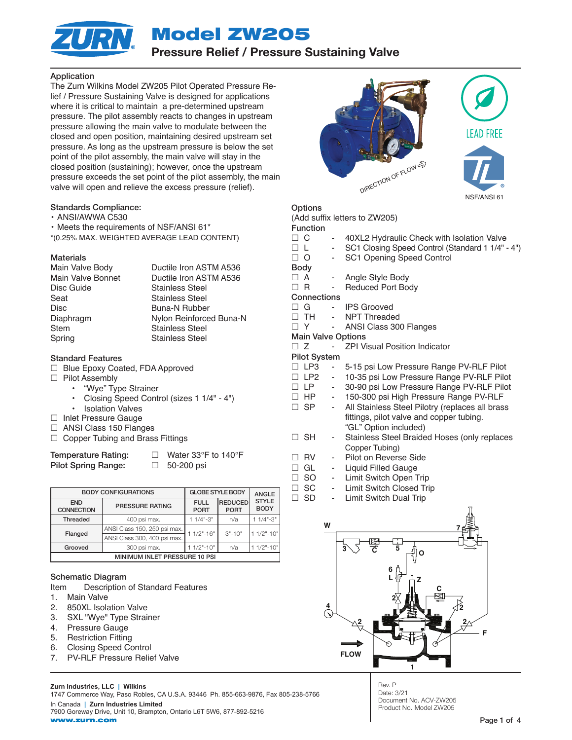# Model ZW205

## Pressure Relief / Pressure Sustaining Valve

### Application

The Zurn Wilkins Model ZW205 Pilot Operated Pressure Relief / Pressure Sustaining Valve is designed for applications where it is critical to maintain a pre-determined upstream pressure. The pilot assembly reacts to changes in upstream pressure allowing the main valve to modulate between the closed and open position, maintaining desired upstream set pressure. As long as the upstream pressure is below the set point of the pilot assembly, the main valve will stay in the closed position (sustaining); however, once the upstream pressure exceeds the set point of the pilot assembly, the main valve will open and relieve the excess pressure (relief).

LEAD FREE

NSF/ANSI 61

### Standards Compliance:

- ANSI/AWWA C530
- Meets the requirements of NSF/ANSI 61*

*(0.25% MAX. WEIGHTED AVERAGE LEAD CONTENT)

### Materials

| | |
|---|---|
| Main Valve Body | Ductile Iron ASTM A536 |
| Main Valve Bonnet | Ductile Iron ASTM A536 |
| Disc Guide | Stainless Steel |
| Seat | Stainless Steel |
| Disc | Buna-N Rubber |
| Diaphragm | Nylon Reinforced Buna-N |
| Stem | Stainless Steel |
| Spring | Stainless Steel |

### Standard Features

- ☐ Blue Epoxy Coated, FDA Approved
- ☐ Pilot Assembly
  - "Wye" Type Strainer
  - Closing Speed Control (sizes 1 1/4" - 4")
  - Isolation Valves
- ☐ Inlet Pressure Gauge
- ☐ ANSI Class 150 Flanges
- ☐ Copper Tubing and Brass Fittings

**Temperature Rating:** ☐ Water 33°F to 140°F
**Pilot Spring Range:** ☐ 50-200 psi

| BODY CONFIGURATIONS | | GLOBE STYLE BODY | | ANGLE STYLE BODY |
|---|---|---|---|---|
| END CONNECTION | PRESSURE RATING | FULL PORT | REDUCED PORT | |
| Threaded | 400 psi max. | 1 1/4"-3" | n/a | 1 1/4"-3" |
| Flanged | ANSI Class 150, 250 psi max. | 1 1/2"-16" | 3"-10" | 1 1/2"-10" |
| | ANSI Class 300, 400 psi max. | | | |
| Grooved | 300 psi max. | 1 1/2"-10" | n/a | 1 1/2"-10" |
| MINIMUM INLET PRESSURE 10 PSI | | | | |

### Options

(Add suffix letters to ZW205)

**Function**
- ☐ C - 40XL2 Hydraulic Check with Isolation Valve
- ☐ L - SC1 Closing Speed Control (Standard 1 1/4" - 4")
- ☐ O - SC1 Opening Speed Control

**Body**
- ☐ A - Angle Style Body
- ☐ R - Reduced Port Body

**Connections**
- ☐ G - IPS Grooved
- ☐ TH - NPT Threaded
- ☐ Y - ANSI Class 300 Flanges

**Main Valve Options**
- ☐ Z - ZPI Visual Position Indicator

**Pilot System**
- ☐ LP3 - 5-15 psi Low Pressure Range PV-RLF Pilot
- ☐ LP2 - 10-35 psi Low Pressure Range PV-RLF Pilot
- ☐ LP - 30-90 psi Low Pressure Range PV-RLF Pilot
- ☐ HP - 150-300 psi High Pressure Range PV-RLF
- ☐ SP - All Stainless Steel Pilotry (replaces all brass fittings, pilot valve and copper tubing. "GL" Option included)
- ☐ SH - Stainless Steel Braided Hoses (only replaces Copper Tubing)
- ☐ RV - Pilot on Reverse Side
- ☐ GL - Liquid Filled Gauge
- ☐ SO - Limit Switch Open Trip
- ☐ SC - Limit Switch Closed Trip
- ☐ SD - Limit Switch Dual Trip

### Schematic Diagram

| Item | Description of Standard Features |
|---|---|
| 1. | Main Valve |
| 2. | 850XL Isolation Valve |
| 3. | SXL "Wye" Type Strainer |
| 4. | Pressure Gauge |
| 5. | Restriction Fitting |
| 6. | Closing Speed Control |
| 7. | PV-RLF Pressure Relief Valve |

Zurn Industries, LLC | Wilkins
1747 Commerce Way, Paso Robles, CA U.S.A. 93446 Ph. 855-663-9876, Fax 805-238-5766
In Canada | Zurn Industries Limited
7900 Goreway Drive, Unit 10, Brampton, Ontario L6T 5W6, 877-892-5216
www.zurn.com

Rev. P
Date: 3/21
Document No. ACV-ZW205
Product No. Model ZW205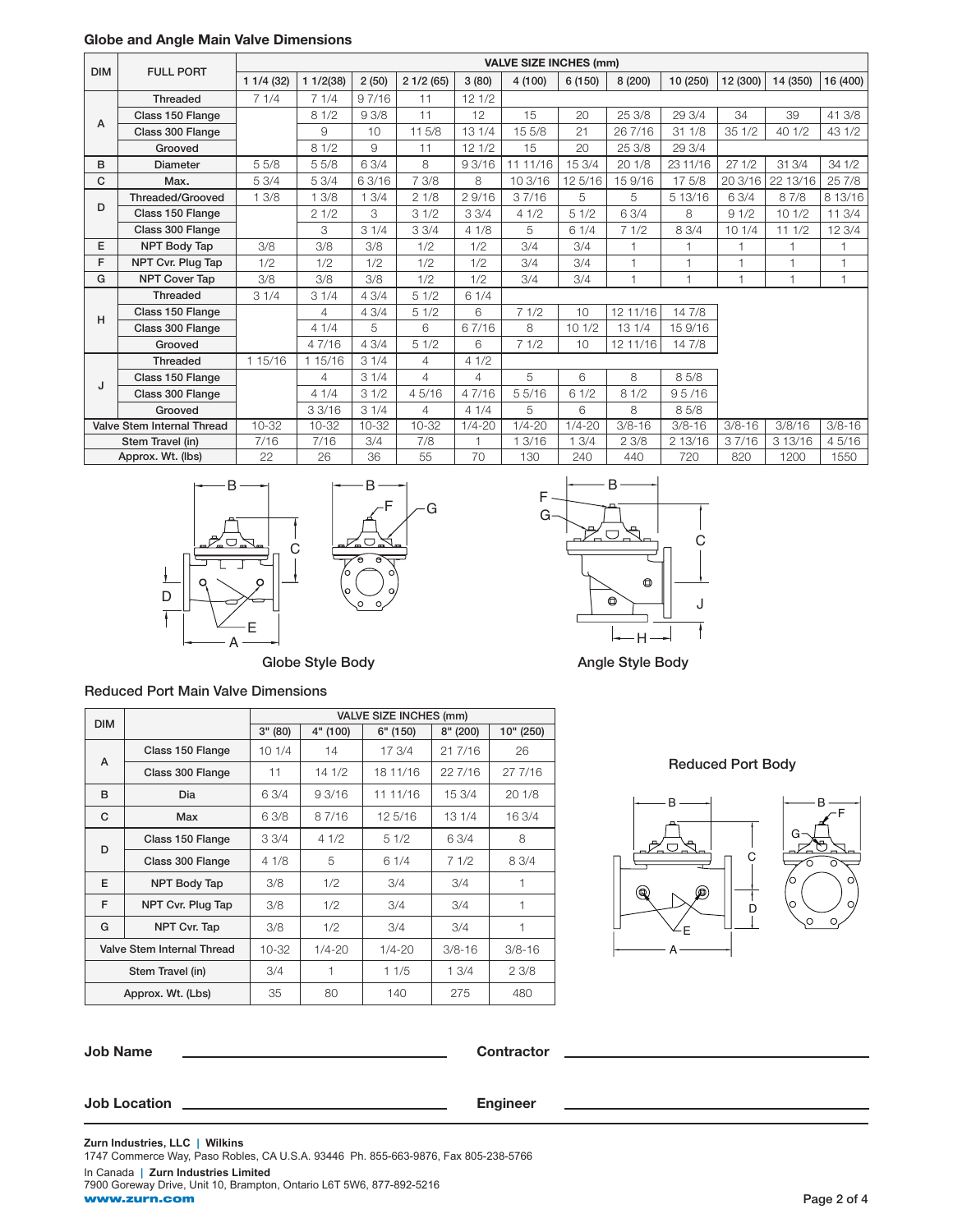## Globe and Angle Main Valve Dimensions

| DIM | FULL PORT | VALVE SIZE INCHES (mm) | | | | | | | | | | | |
|---|---|---|---|---|---|---|---|---|---|---|---|---|---|
| | | 1 1/4 (32) | 1 1/2(38) | 2 (50) | 2 1/2 (65) | 3 (80) | 4 (100) | 6 (150) | 8 (200) | 10 (250) | 12 (300) | 14 (350) | 16 (400) |
| A | Threaded | 7 1/4 | 7 1/4 | 9 7/16 | 11 | 12 1/2 | | | | | | | |
| | Class 150 Flange | | 8 1/2 | 9 3/8 | 11 | 12 | 15 | 20 | 25 3/8 | 29 3/4 | 34 | 39 | 41 3/8 |
| | Class 300 Flange | | 9 | 10 | 11 5/8 | 13 1/4 | 15 5/8 | 21 | 26 7/16 | 31 1/8 | 35 1/2 | 40 1/2 | 43 1/2 |
| | Grooved | | 8 1/2 | 9 | 11 | 12 1/2 | 15 | 20 | 25 3/8 | 29 3/4 | | | |
| B | Diameter | 5 5/8 | 5 5/8 | 6 3/4 | 8 | 9 3/16 | 11 11/16 | 15 3/4 | 20 1/8 | 23 11/16 | 27 1/2 | 31 3/4 | 34 1/2 |
| C | Max. | 5 3/4 | 5 3/4 | 6 3/16 | 7 3/8 | 8 | 10 3/16 | 12 5/16 | 15 9/16 | 17 5/8 | 20 3/16 | 22 13/16 | 25 7/8 |
| D | Threaded/Grooved | 1 3/8 | 1 3/8 | 1 3/4 | 2 1/8 | 2 9/16 | 3 7/16 | 5 | 5 | 5 13/16 | 6 3/4 | 8 7/8 | 8 13/16 |
| | Class 150 Flange | | 2 1/2 | 3 | 3 1/2 | 3 3/4 | 4 1/2 | 5 1/2 | 6 3/4 | 8 | 9 1/2 | 10 1/2 | 11 3/4 |
| | Class 300 Flange | | 3 | 3 1/4 | 3 3/4 | 4 1/8 | 5 | 6 1/4 | 7 1/2 | 8 3/4 | 10 1/4 | 11 1/2 | 12 3/4 |
| E | NPT Body Tap | 3/8 | 3/8 | 3/8 | 1/2 | 1/2 | 3/4 | 3/4 | 1 | 1 | 1 | 1 | 1 |
| F | NPT Cvr. Plug Tap | 1/2 | 1/2 | 1/2 | 1/2 | 1/2 | 3/4 | 3/4 | 1 | 1 | 1 | 1 | 1 |
| G | NPT Cover Tap | 3/8 | 3/8 | 3/8 | 1/2 | 1/2 | 3/4 | 3/4 | 1 | 1 | 1 | 1 | 1 |
| H | Threaded | 3 1/4 | 3 1/4 | 4 3/4 | 5 1/2 | 6 1/4 | | | | | | | |
| | Class 150 Flange | | 4 | 4 3/4 | 5 1/2 | 6 | 7 1/2 | 10 | 12 11/16 | 14 7/8 | | | |
| | Class 300 Flange | | 4 1/4 | 5 | 6 | 6 7/16 | 8 | 10 1/2 | 13 1/4 | 15 9/16 | | | |
| | Grooved | | 4 7/16 | 4 3/4 | 5 1/2 | 6 | 7 1/2 | 10 | 12 11/16 | 14 7/8 | | | |
| J | Threaded | 1 15/16 | 1 15/16 | 3 1/4 | 4 | 4 1/2 | | | | | | | |
| | Class 150 Flange | | 4 | 3 1/4 | 4 | 4 | 5 | 6 | 8 | 8 5/8 | | | |
| | Class 300 Flange | | 4 1/4 | 3 1/2 | 4 5/16 | 4 7/16 | 5 5/16 | 6 1/2 | 8 1/2 | 9 5 /16 | | | |
| | Grooved | | 3 3/16 | 3 1/4 | 4 | 4 1/4 | 5 | 6 | 8 | 8 5/8 | | | |
| Valve Stem Internal Thread | | 10-32 | 10-32 | 10-32 | 10-32 | 1/4-20 | 1/4-20 | 1/4-20 | 3/8-16 | 3/8-16 | 3/8-16 | 3/8/16 | 3/8-16 |
| Stem Travel (in) | | 7/16 | 7/16 | 3/4 | 7/8 | 1 | 1 3/16 | 1 3/4 | 2 3/8 | 2 13/16 | 3 7/16 | 3 13/16 | 4 5/16 |
| Approx. Wt. (lbs) | | 22 | 26 | 36 | 55 | 70 | 130 | 240 | 440 | 720 | 820 | 1200 | 1550 |

Globe Style Body

Angle Style Body

## Reduced Port Main Valve Dimensions

| DIM | | VALVE SIZE INCHES (mm) | | | | |
|---|---|---|---|---|---|---|
| | | 3" (80) | 4" (100) | 6" (150) | 8" (200) | 10" (250) |
| A | Class 150 Flange | 10 1/4 | 14 | 17 3/4 | 21 7/16 | 26 |
| | Class 300 Flange | 11 | 14 1/2 | 18 11/16 | 22 7/16 | 27 7/16 |
| B | Dia | 6 3/4 | 9 3/16 | 11 11/16 | 15 3/4 | 20 1/8 |
| C | Max | 6 3/8 | 8 7/16 | 12 5/16 | 13 1/4 | 16 3/4 |
| D | Class 150 Flange | 3 3/4 | 4 1/2 | 5 1/2 | 6 3/4 | 8 |
| | Class 300 Flange | 4 1/8 | 5 | 6 1/4 | 7 1/2 | 8 3/4 |
| E | NPT Body Tap | 3/8 | 1/2 | 3/4 | 3/4 | 1 |
| F | NPT Cvr. Plug Tap | 3/8 | 1/2 | 3/4 | 3/4 | 1 |
| G | NPT Cvr. Tap | 3/8 | 1/2 | 3/4 | 3/4 | 1 |
| Valve Stem Internal Thread | | 10-32 | 1/4-20 | 1/4-20 | 3/8-16 | 3/8-16 |
| Stem Travel (in) | | 3/4 | 1 | 1 1/5 | 1 3/4 | 2 3/8 |
| Approx. Wt. (Lbs) | | 35 | 80 | 140 | 275 | 480 |

Reduced Port Body

**Job Name** ______________________ **Contractor** ______________________

**Job Location** ______________________ **Engineer** ______________________

**Zurn Industries, LLC | Wilkins**
1747 Commerce Way, Paso Robles, CA U.S.A. 93446 Ph. 855-663-9876, Fax 805-238-5766

In Canada | **Zurn Industries Limited**
7900 Goreway Drive, Unit 10, Brampton, Ontario L6T 5W6, 877-892-5216

**www.zurn.com**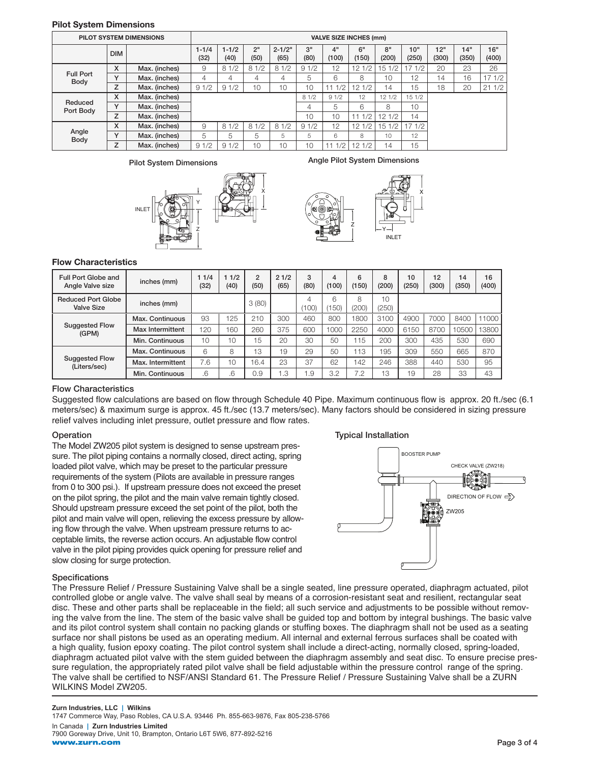## Pilot System Dimensions

| PILOT SYSTEM DIMENSIONS | | | VALVE SIZE INCHES (mm) | | | | | | | | | | | | |
|---|---|---|---|---|---|---|---|---|---|---|---|---|---|---|---|
| | DIM | | 1-1/4 (32) | 1-1/2 (40) | 2" (50) | 2-1/2" (65) | 3" (80) | 4" (100) | 6" (150) | 8" (200) | 10" (250) | 12" (300) | 14" (350) | 16" (400) |
| Full Port Body | X | Max. (inches) | 9 | 8 1/2 | 8 1/2 | 8 1/2 | 9 1/2 | 12 | 12 1/2 | 15 1/2 | 17 1/2 | 20 | 23 | 26 |
| | Y | Max. (inches) | 4 | 4 | 4 | 4 | 5 | 6 | 8 | 10 | 12 | 14 | 16 | 17 1/2 |
| | Z | Max. (inches) | 9 1/2 | 9 1/2 | 10 | 10 | 10 | 11 1/2 | 12 1/2 | 14 | 15 | 18 | 20 | 21 1/2 |
| Reduced Port Body | X | Max. (inches) | | | | | 8 1/2 | 9 1/2 | 12 | 12 1/2 | 15 1/2 | | | |
| | Y | Max. (inches) | | | | | 4 | 5 | 6 | 8 | 10 | | | |
| | Z | Max. (inches) | | | | | 10 | 10 | 11 1/2 | 12 1/2 | 14 | | | |
| Angle Body | X | Max. (inches) | 9 | 8 1/2 | 8 1/2 | 8 1/2 | 9 1/2 | 12 | 12 1/2 | 15 1/2 | 17 1/2 | | | |
| | Y | Max. (inches) | 5 | 5 | 5 | 5 | 5 | 6 | 8 | 10 | 12 | | | |
| | Z | Max. (inches) | 9 1/2 | 9 1/2 | 10 | 10 | 10 | 11 1/2 | 12 1/2 | 14 | 15 | | | |

Pilot System Dimensions

Angle Pilot System Dimensions

## Flow Characteristics

| Full Port Globe and Angle Valve size | inches (mm) | 1 1/4 (32) | 1 1/2 (40) | 2 (50) | 2 1/2 (65) | 3 (80) | 4 (100) | 6 (150) | 8 (200) | 10 (250) | 12 (300) | 14 (350) | 16 (400) |
|---|---|---|---|---|---|---|---|---|---|---|---|---|---|
| Reduced Port Globe Valve Size | inches (mm) | | | 3 (80) | | 4 (100) | 6 (150) | 8 (200) | 10 (250) | | | | |
| Suggested Flow (GPM) | Max. Continuous | 93 | 125 | 210 | 300 | 460 | 800 | 1800 | 3100 | 4900 | 7000 | 8400 | 11000 |
| | Max Intermittent | 120 | 160 | 260 | 375 | 600 | 1000 | 2250 | 4000 | 6150 | 8700 | 10500 | 13800 |
| | Min. Continuous | 10 | 10 | 15 | 20 | 30 | 50 | 115 | 200 | 300 | 435 | 530 | 690 |
| Suggested Flow (Liters/sec) | Max. Continuous | 6 | 8 | 13 | 19 | 29 | 50 | 113 | 195 | 309 | 550 | 665 | 870 |
| | Max. Intermittent | 7.6 | 10 | 16.4 | 23 | 37 | 62 | 142 | 246 | 388 | 440 | 530 | 95 |
| | Min. Continuous | .6 | .6 | 0.9 | 1.3 | 1.9 | 3.2 | 7.2 | 13 | 19 | 28 | 33 | 43 |

### Flow Characteristics

Suggested flow calculations are based on flow through Schedule 40 Pipe. Maximum continuous flow is approx. 20 ft./sec (6.1 meters/sec) & maximum surge is approx. 45 ft./sec (13.7 meters/sec). Many factors should be considered in sizing pressure relief valves including inlet pressure, outlet pressure and flow rates.

### Operation

The Model ZW205 pilot system is designed to sense upstream pressure. The pilot piping contains a normally closed, direct acting, spring loaded pilot valve, which may be preset to the particular pressure requirements of the system (Pilots are available in pressure ranges from 0 to 300 psi.). If upstream pressure does not exceed the preset on the pilot spring, the pilot and the main valve remain tightly closed. Should upstream pressure exceed the set point of the pilot, both the pilot and main valve will open, relieving the excess pressure by allowing flow through the valve. When upstream pressure returns to acceptable limits, the reverse action occurs. An adjustable flow control valve in the pilot piping provides quick opening for pressure relief and slow closing for surge protection.

### Typical Installation

BOOSTER PUMP · CHECK VALVE (ZW218) · DIRECTION OF FLOW · ZW205

### Specifications

The Pressure Relief / Pressure Sustaining Valve shall be a single seated, line pressure operated, diaphragm actuated, pilot controlled globe or angle valve. The valve shall seal by means of a corrosion-resistant seat and resilient, rectangular seat disc. These and other parts shall be replaceable in the field; all such service and adjustments to be possible without removing the valve from the line. The stem of the basic valve shall be guided top and bottom by integral bushings. The basic valve and its pilot control system shall contain no packing glands or stuffing boxes. The diaphragm shall not be used as a seating surface nor shall pistons be used as an operating medium. All internal and external ferrous surfaces shall be coated with a high quality, fusion epoxy coating. The pilot control system shall include a direct-acting, normally closed, spring-loaded, diaphragm actuated pilot valve with the stem guided between the diaphragm assembly and seat disc. To ensure precise pressure regulation, the appropriately rated pilot valve shall be field adjustable within the pressure control range of the spring. The valve shall be certified to NSF/ANSI Standard 61. The Pressure Relief / Pressure Sustaining Valve shall be a ZURN WILKINS Model ZW205.

**Zurn Industries, LLC | Wilkins**
1747 Commerce Way, Paso Robles, CA U.S.A. 93446 Ph. 855-663-9876, Fax 805-238-5766
In Canada | **Zurn Industries Limited**
7900 Goreway Drive, Unit 10, Brampton, Ontario L6T 5W6, 877-892-5216
**www.zurn.com**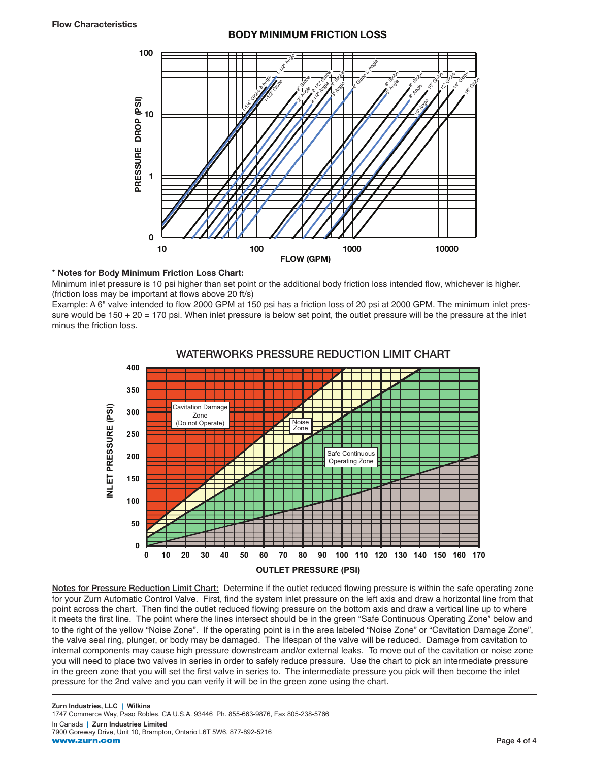**Flow Characteristics**

## BODY MINIMUM FRICTION LOSS

PRESSURE DROP (PSI)

100
10
1
0

10
100
1000
10000

FLOW (GPM)

1-1/4" Globe & Angle
1-1/2" Angle
1-1/2" Globe
2" Globe
2" Angle
2-1/2" Globe
2-1/2" Angle
3" Globe
3" Angle
4" Globe & Angle
6" Globe
6" Angle
8" Globe
8" Angle
10" Globe
10" Angle
12" Globe
14" Globe
16" Globe

**\* Notes for Body Minimum Friction Loss Chart:**

Minimum inlet pressure is 10 psi higher than set point or the additional body friction loss intended flow, whichever is higher. (friction loss may be important at flows above 20 ft/s)

Example: A 6" valve intended to flow 2000 GPM at 150 psi has a friction loss of 20 psi at 2000 GPM. The minimum inlet pressure would be 150 + 20 = 170 psi. When inlet pressure is below set point, the outlet pressure will be the pressure at the inlet minus the friction loss.

## WATERWORKS PRESSURE REDUCTION LIMIT CHART

INLET PRESSURE (PSI)

400
350
300
250
200
150
100
50
0

0 10 20 30 40 50 60 70 80 90 100 110 120 130 140 150 160 170

OUTLET PRESSURE (PSI)

Cavitation Damage Zone (Do not Operate)

Noise Zone

Safe Continuous Operating Zone

Notes for Pressure Reduction Limit Chart: Determine if the outlet reduced flowing pressure is within the safe operating zone for your Zurn Automatic Control Valve. First, find the system inlet pressure on the left axis and draw a horizontal line from that point across the chart. Then find the outlet reduced flowing pressure on the bottom axis and draw a vertical line up to where it meets the first line. The point where the lines intersect should be in the green "Safe Continuous Operating Zone" below and to the right of the yellow "Noise Zone". If the operating point is in the area labeled "Noise Zone" or "Cavitation Damage Zone", the valve seal ring, plunger, or body may be damaged. The lifespan of the valve will be reduced. Damage from cavitation to internal components may cause high pressure downstream and/or external leaks. To move out of the cavitation or noise zone you will need to place two valves in series in order to safely reduce pressure. Use the chart to pick an intermediate pressure in the green zone that you will set the first valve in series to. The intermediate pressure you pick will then become the inlet pressure for the 2nd valve and you can verify it will be in the green zone using the chart.

**Zurn Industries, LLC | Wilkins**
1747 Commerce Way, Paso Robles, CA U.S.A. 93446 Ph. 855-663-9876, Fax 805-238-5766

In Canada | **Zurn Industries Limited**
7900 Goreway Drive, Unit 10, Brampton, Ontario L6T 5W6, 877-892-5216

**www.zurn.com**